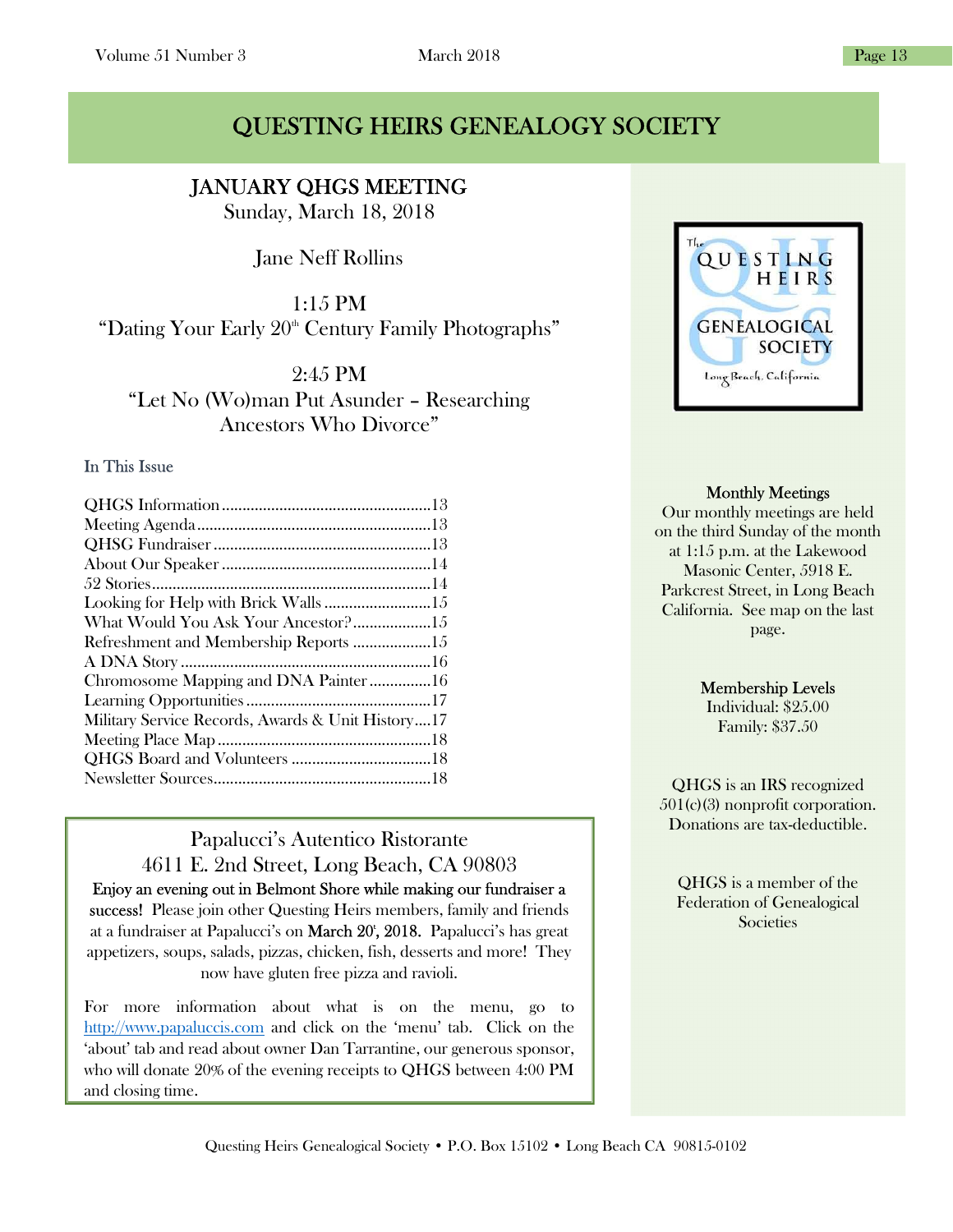# QUESTING HEIRS GENEALOGY SOCIETY

## JANUARY QHGS MEETING

Sunday, March 18, 2018

Jane Neff Rollins

1:15 PM
"Dating Your Early 20th Century Family Photographs"

2:45 PM
"Let No (Wo)man Put Asunder – Researching Ancestors Who Divorce"

### In This Issue

| | |
|---|---|
| QHGS Information | 13 |
| Meeting Agenda | 13 |
| QHSG Fundraiser | 13 |
| About Our Speaker | 14 |
| 52 Stories | 14 |
| Looking for Help with Brick Walls | 15 |
| What Would You Ask Your Ancestor? | 15 |
| Refreshment and Membership Reports | 15 |
| A DNA Story | 16 |
| Chromosome Mapping and DNA Painter | 16 |
| Learning Opportunities | 17 |
| Military Service Records, Awards & Unit History | 17 |
| Meeting Place Map | 18 |
| QHGS Board and Volunteers | 18 |
| Newsletter Sources | 18 |

### Papalucci's Autentico Ristorante
4611 E. 2nd Street, Long Beach, CA 90803

**Enjoy an evening out in Belmont Shore while making our fundraiser a success!** Please join other Questing Heirs members, family and friends at a fundraiser at Papalucci's on **March 20th, 2018.** Papalucci's has great appetizers, soups, salads, pizzas, chicken, fish, desserts and more! They now have gluten free pizza and ravioli.

For more information about what is on the menu, go to http://www.papaluccis.com and click on the 'menu' tab. Click on the 'about' tab and read about owner Dan Tarrantine, our generous sponsor, who will donate 20% of the evening receipts to QHGS between 4:00 PM and closing time.

The Questing Heirs Genealogical Society
Long Beach, California

**Monthly Meetings**
Our monthly meetings are held on the third Sunday of the month at 1:15 p.m. at the Lakewood Masonic Center, 5918 E. Parkcrest Street, in Long Beach California. See map on the last page.

**Membership Levels**
Individual: $25.00
Family: $37.50

QHGS is an IRS recognized 501(c)(3) nonprofit corporation. Donations are tax-deductible.

QHGS is a member of the Federation of Genealogical Societies

Questing Heirs Genealogical Society • P.O. Box 15102 • Long Beach CA 90815-0102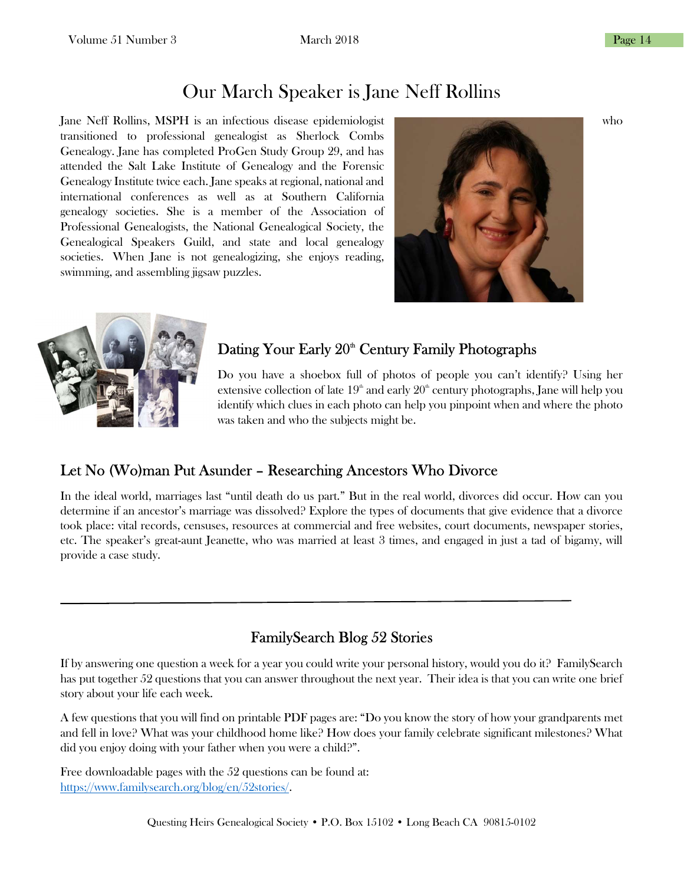# Our March Speaker is Jane Neff Rollins

Jane Neff Rollins, MSPH is an infectious disease epidemiologist who transitioned to professional genealogist as Sherlock Combs Genealogy. Jane has completed ProGen Study Group 29, and has attended the Salt Lake Institute of Genealogy and the Forensic Genealogy Institute twice each. Jane speaks at regional, national and international conferences as well as at Southern California genealogy societies. She is a member of the Association of Professional Genealogists, the National Genealogical Society, the Genealogical Speakers Guild, and state and local genealogy societies. When Jane is not genealogizing, she enjoys reading, swimming, and assembling jigsaw puzzles.

## Dating Your Early 20th Century Family Photographs

Do you have a shoebox full of photos of people you can't identify? Using her extensive collection of late 19th and early 20th century photographs, Jane will help you identify which clues in each photo can help you pinpoint when and where the photo was taken and who the subjects might be.

## Let No (Wo)man Put Asunder – Researching Ancestors Who Divorce

In the ideal world, marriages last "until death do us part." But in the real world, divorces did occur. How can you determine if an ancestor's marriage was dissolved? Explore the types of documents that give evidence that a divorce took place: vital records, censuses, resources at commercial and free websites, court documents, newspaper stories, etc. The speaker's great-aunt Jeanette, who was married at least 3 times, and engaged in just a tad of bigamy, will provide a case study.

---

## FamilySearch Blog 52 Stories

If by answering one question a week for a year you could write your personal history, would you do it? FamilySearch has put together 52 questions that you can answer throughout the next year. Their idea is that you can write one brief story about your life each week.

A few questions that you will find on printable PDF pages are: "Do you know the story of how your grandparents met and fell in love? What was your childhood home like? How does your family celebrate significant milestones? What did you enjoy doing with your father when you were a child?".

Free downloadable pages with the 52 questions can be found at:
https://www.familysearch.org/blog/en/52stories/.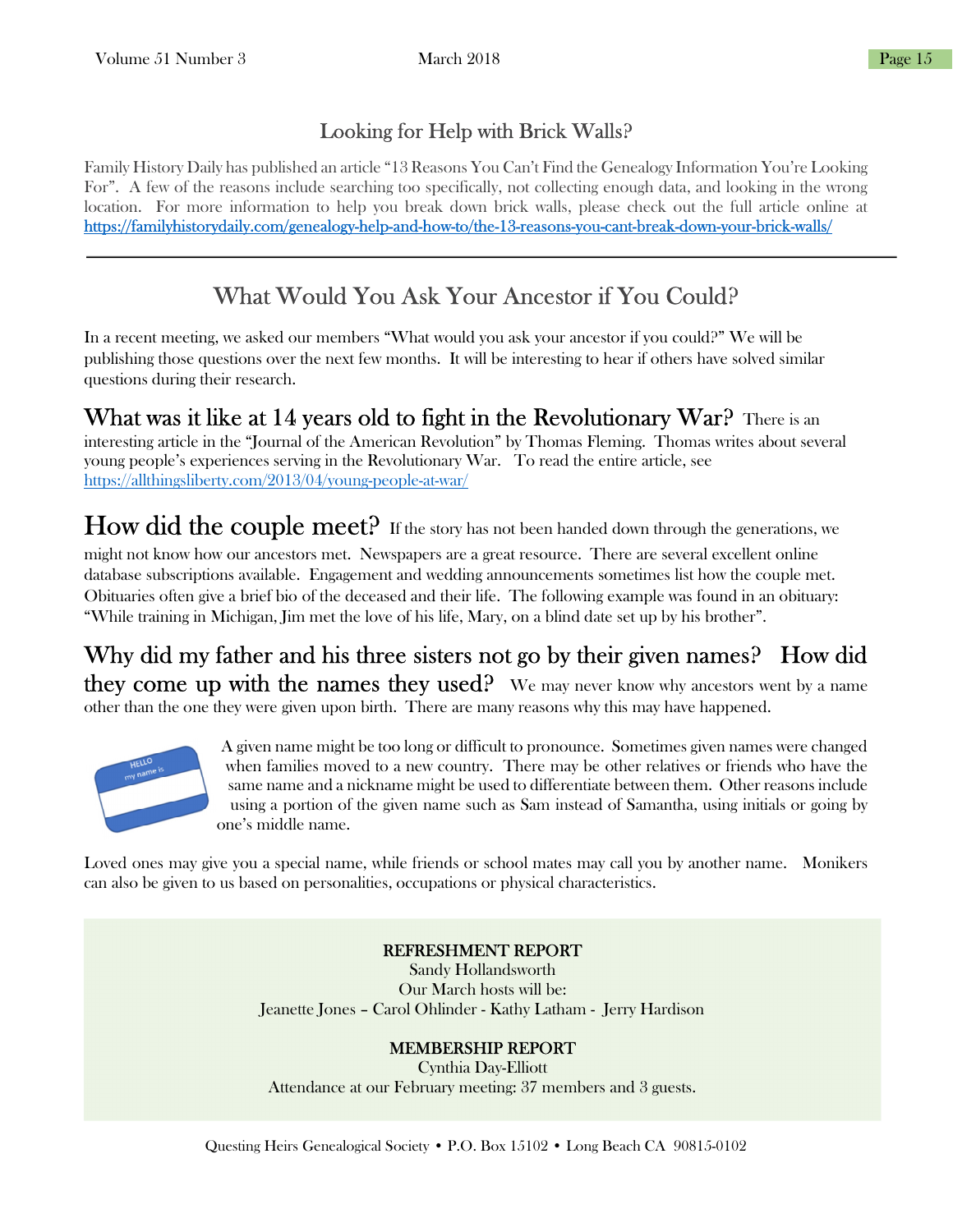## Looking for Help with Brick Walls?

Family History Daily has published an article "13 Reasons You Can't Find the Genealogy Information You're Looking For". A few of the reasons include searching too specifically, not collecting enough data, and looking in the wrong location. For more information to help you break down brick walls, please check out the full article online at https://familyhistorydaily.com/genealogy-help-and-how-to/the-13-reasons-you-cant-break-down-your-brick-walls/

---

## What Would You Ask Your Ancestor if You Could?

In a recent meeting, we asked our members "What would you ask your ancestor if you could?" We will be publishing those questions over the next few months. It will be interesting to hear if others have solved similar questions during their research.

**What was it like at 14 years old to fight in the Revolutionary War?** There is an interesting article in the "Journal of the American Revolution" by Thomas Fleming. Thomas writes about several young people's experiences serving in the Revolutionary War. To read the entire article, see https://allthingsliberty.com/2013/04/young-people-at-war/

**How did the couple meet?** If the story has not been handed down through the generations, we might not know how our ancestors met. Newspapers are a great resource. There are several excellent online database subscriptions available. Engagement and wedding announcements sometimes list how the couple met. Obituaries often give a brief bio of the deceased and their life. The following example was found in an obituary: "While training in Michigan, Jim met the love of his life, Mary, on a blind date set up by his brother".

**Why did my father and his three sisters not go by their given names? How did they come up with the names they used?** We may never know why ancestors went by a name other than the one they were given upon birth. There are many reasons why this may have happened.

A given name might be too long or difficult to pronounce. Sometimes given names were changed when families moved to a new country. There may be other relatives or friends who have the same name and a nickname might be used to differentiate between them. Other reasons include using a portion of the given name such as Sam instead of Samantha, using initials or going by one's middle name.

Loved ones may give you a special name, while friends or school mates may call you by another name. Monikers can also be given to us based on personalities, occupations or physical characteristics.

**REFRESHMENT REPORT**
Sandy Hollandsworth
Our March hosts will be:
Jeanette Jones – Carol Ohlinder - Kathy Latham - Jerry Hardison

**MEMBERSHIP REPORT**
Cynthia Day-Elliott
Attendance at our February meeting: 37 members and 3 guests.

Questing Heirs Genealogical Society • P.O. Box 15102 • Long Beach CA 90815-0102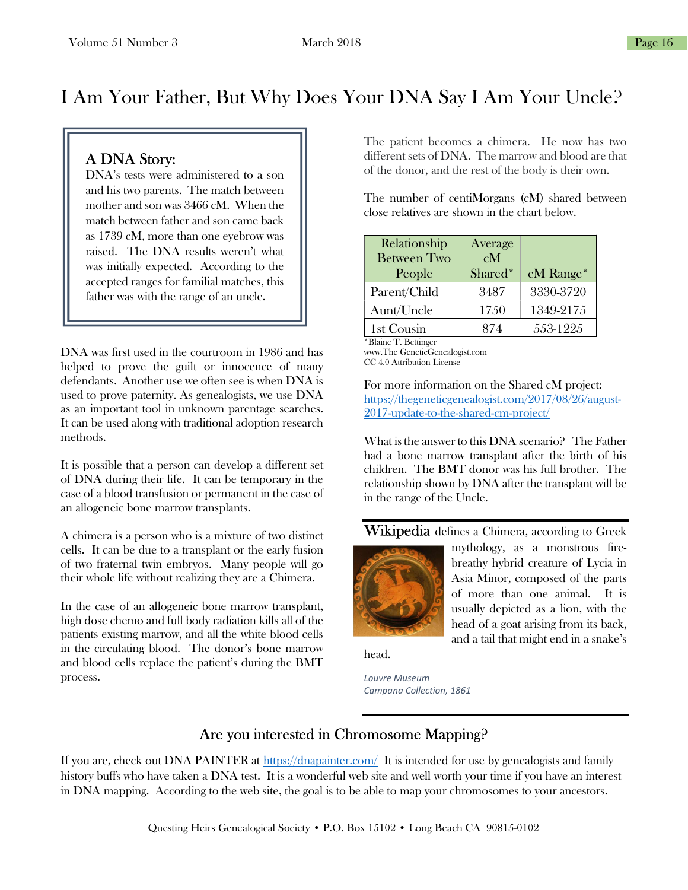# I Am Your Father, But Why Does Your DNA Say I Am Your Uncle?

## A DNA Story:

DNA's tests were administered to a son and his two parents. The match between mother and son was 3466 cM. When the match between father and son came back as 1739 cM, more than one eyebrow was raised. The DNA results weren't what was initially expected. According to the accepted ranges for familial matches, this father was with the range of an uncle.

DNA was first used in the courtroom in 1986 and has helped to prove the guilt or innocence of many defendants. Another use we often see is when DNA is used to prove paternity. As genealogists, we use DNA as an important tool in unknown parentage searches. It can be used along with traditional adoption research methods.

It is possible that a person can develop a different set of DNA during their life. It can be temporary in the case of a blood transfusion or permanent in the case of an allogeneic bone marrow transplants.

A chimera is a person who is a mixture of two distinct cells. It can be due to a transplant or the early fusion of two fraternal twin embryos. Many people will go their whole life without realizing they are a Chimera.

In the case of an allogeneic bone marrow transplant, high dose chemo and full body radiation kills all of the patients existing marrow, and all the white blood cells in the circulating blood. The donor's bone marrow and blood cells replace the patient's during the BMT process.

The patient becomes a chimera. He now has two different sets of DNA. The marrow and blood are that of the donor, and the rest of the body is their own.

The number of centiMorgans (cM) shared between close relatives are shown in the chart below.

| Relationship Between Two People | Average cM Shared* | cM Range* |
|---|---|---|
| Parent/Child | 3487 | 3330-3720 |
| Aunt/Uncle | 1750 | 1349-2175 |
| 1st Cousin | 874 | 553-1225 |

*Blaine T. Bettinger
www.The GeneticGenealogist.com
CC 4.0 Attribution License

For more information on the Shared cM project: [https://thegeneticgenealogist.com/2017/08/26/august-2017-update-to-the-shared-cm-project/](https://thegeneticgenealogist.com/2017/08/26/august-2017-update-to-the-shared-cm-project/)

What is the answer to this DNA scenario? The Father had a bone marrow transplant after the birth of his children. The BMT donor was his full brother. The relationship shown by DNA after the transplant will be in the range of the Uncle.

**Wikipedia** defines a Chimera, according to Greek mythology, as a monstrous fire-breathy hybrid creature of Lycia in Asia Minor, composed of the parts of more than one animal. It is usually depicted as a lion, with the head of a goat arising from its back, and a tail that might end in a snake's head.

*Louvre Museum*
*Campana Collection, 1861*

## Are you interested in Chromosome Mapping?

If you are, check out DNA PAINTER at [https://dnapainter.com/](https://dnapainter.com/) It is intended for use by genealogists and family history buffs who have taken a DNA test. It is a wonderful web site and well worth your time if you have an interest in DNA mapping. According to the web site, the goal is to be able to map your chromosomes to your ancestors.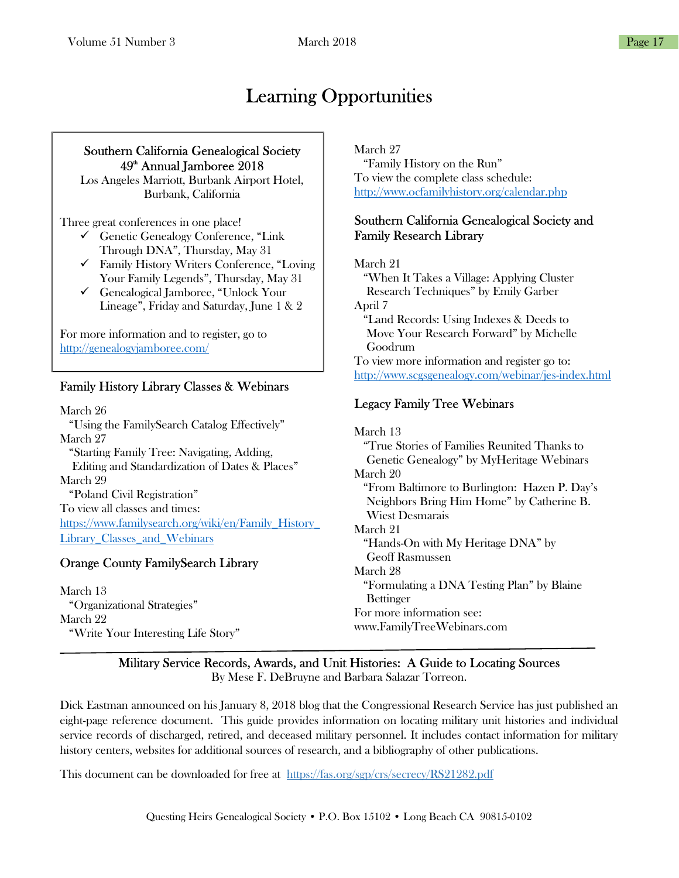# Learning Opportunities

**Southern California Genealogical Society**
**49th Annual Jamboree 2018**
Los Angeles Marriott, Burbank Airport Hotel, Burbank, California

Three great conferences in one place!

- ✓ Genetic Genealogy Conference, "Link Through DNA", Thursday, May 31
- ✓ Family History Writers Conference, "Loving Your Family Legends", Thursday, May 31
- ✓ Genealogical Jamboree, "Unlock Your Lineage", Friday and Saturday, June 1 & 2

For more information and to register, go to http://genealogyjamboree.com/

## Family History Library Classes & Webinars

March 26
"Using the FamilySearch Catalog Effectively"
March 27
"Starting Family Tree: Navigating, Adding, Editing and Standardization of Dates & Places"
March 29
"Poland Civil Registration"
To view all classes and times:
https://www.familysearch.org/wiki/en/Family_History_Library_Classes_and_Webinars

## Orange County FamilySearch Library

March 13
"Organizational Strategies"
March 22
"Write Your Interesting Life Story"
March 27
"Family History on the Run"
To view the complete class schedule:
http://www.ocfamilyhistory.org/calendar.php

## Southern California Genealogical Society and Family Research Library

March 21
"When It Takes a Village: Applying Cluster Research Techniques" by Emily Garber
April 7
"Land Records: Using Indexes & Deeds to Move Your Research Forward" by Michelle Goodrum
To view more information and register go to:
http://www.scgsgenealogy.com/webinar/jes-index.html

## Legacy Family Tree Webinars

March 13
"True Stories of Families Reunited Thanks to Genetic Genealogy" by MyHeritage Webinars
March 20
"From Baltimore to Burlington: Hazen P. Day's Neighbors Bring Him Home" by Catherine B. Wiest Desmarais
March 21
"Hands-On with My Heritage DNA" by Geoff Rasmussen
March 28
"Formulating a DNA Testing Plan" by Blaine Bettinger
For more information see:
www.FamilyTreeWebinars.com

---

## Military Service Records, Awards, and Unit Histories: A Guide to Locating Sources

By Mese F. DeBruyne and Barbara Salazar Torreon.

Dick Eastman announced on his January 8, 2018 blog that the Congressional Research Service has just published an eight-page reference document. This guide provides information on locating military unit histories and individual service records of discharged, retired, and deceased military personnel. It includes contact information for military history centers, websites for additional sources of research, and a bibliography of other publications.

This document can be downloaded for free at https://fas.org/sgp/crs/secrecy/RS21282.pdf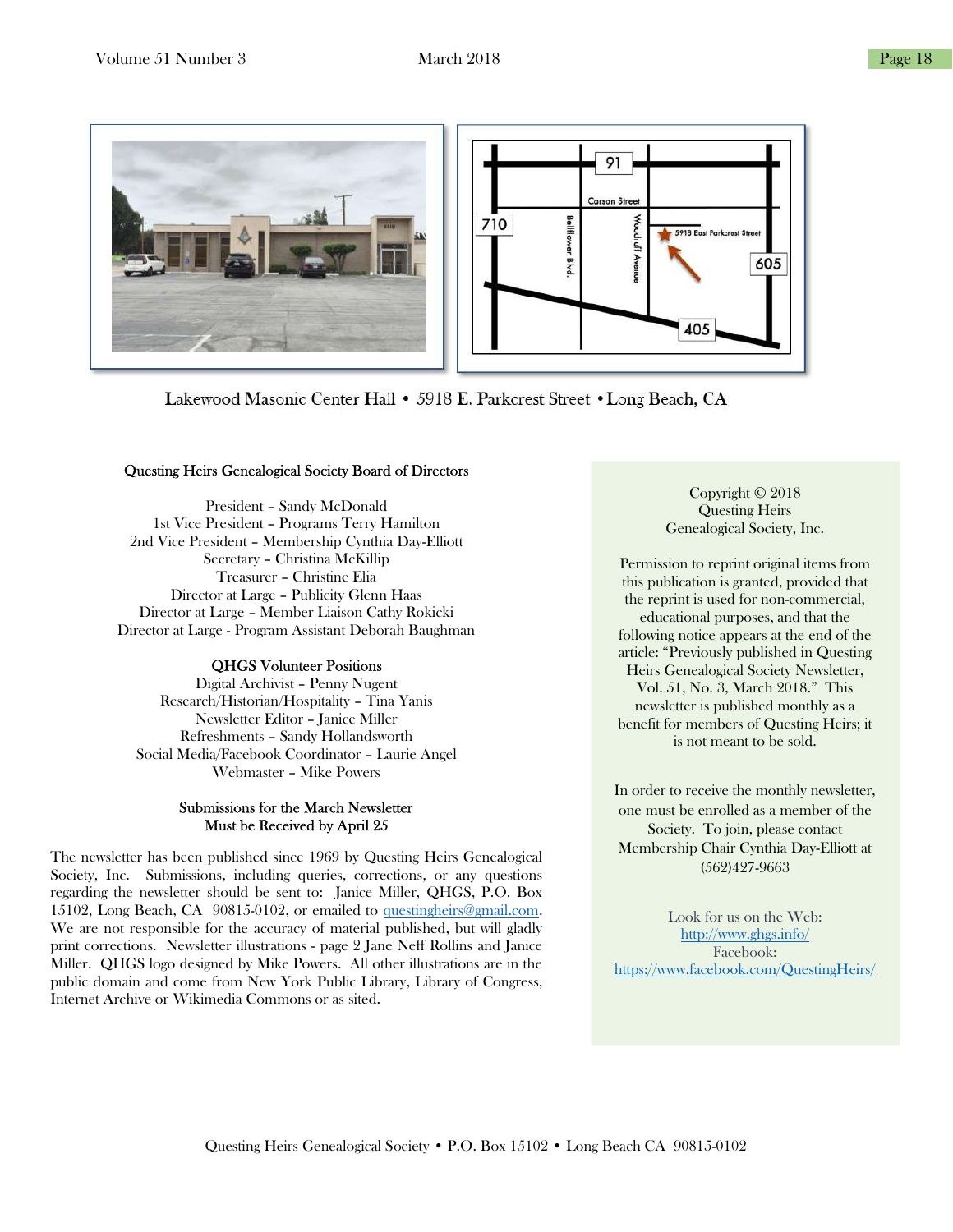Lakewood Masonic Center Hall • 5918 E. Parkcrest Street • Long Beach, CA

### Questing Heirs Genealogical Society Board of Directors

President – Sandy McDonald
1st Vice President – Programs Terry Hamilton
2nd Vice President – Membership Cynthia Day-Elliott
Secretary – Christina McKillip
Treasurer – Christine Elia
Director at Large – Publicity Glenn Haas
Director at Large – Member Liaison Cathy Rokicki
Director at Large - Program Assistant Deborah Baughman

### QHGS Volunteer Positions

Digital Archivist – Penny Nugent
Research/Historian/Hospitality – Tina Yanis
Newsletter Editor – Janice Miller
Refreshments – Sandy Hollandsworth
Social Media/Facebook Coordinator – Laurie Angel
Webmaster – Mike Powers

### Submissions for the March Newsletter Must be Received by April 25

The newsletter has been published since 1969 by Questing Heirs Genealogical Society, Inc. Submissions, including queries, corrections, or any questions regarding the newsletter should be sent to: Janice Miller, QHGS, P.O. Box 15102, Long Beach, CA 90815-0102, or emailed to questingheirs@gmail.com. We are not responsible for the accuracy of material published, but will gladly print corrections. Newsletter illustrations - page 2 Jane Neff Rollins and Janice Miller. QHGS logo designed by Mike Powers. All other illustrations are in the public domain and come from New York Public Library, Library of Congress, Internet Archive or Wikimedia Commons or as sited.

Copyright © 2018
Questing Heirs
Genealogical Society, Inc.

Permission to reprint original items from this publication is granted, provided that the reprint is used for non-commercial, educational purposes, and that the following notice appears at the end of the article: "Previously published in Questing Heirs Genealogical Society Newsletter, Vol. 51, No. 3, March 2018." This newsletter is published monthly as a benefit for members of Questing Heirs; it is not meant to be sold.

In order to receive the monthly newsletter, one must be enrolled as a member of the Society. To join, please contact Membership Chair Cynthia Day-Elliott at (562)427-9663

Look for us on the Web:
http://www.qhgs.info/
Facebook:
https://www.facebook.com/QuestingHeirs/

Questing Heirs Genealogical Society • P.O. Box 15102 • Long Beach CA 90815-0102